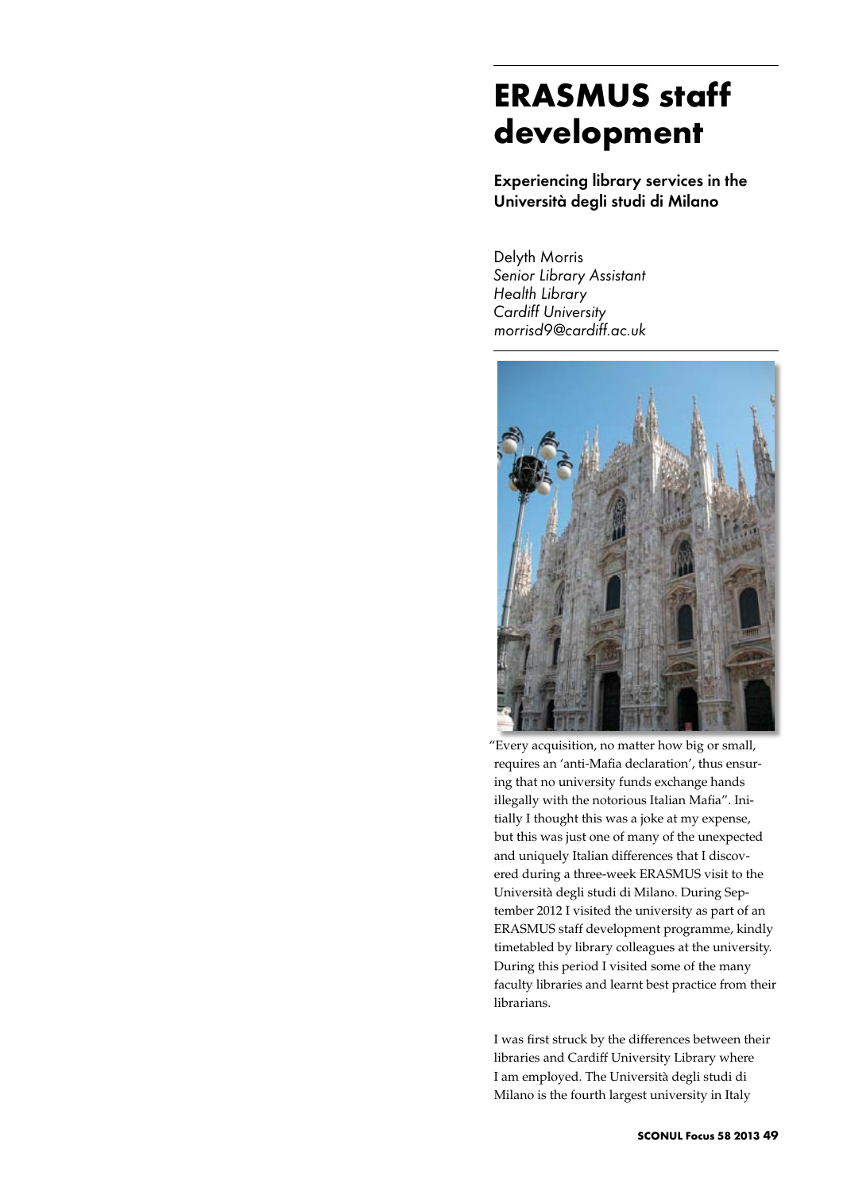# ERASMUS staff development

## Experiencing library services in the Università degli studi di Milano

Delyth Morris
*Senior Library Assistant*
*Health Library*
*Cardiff University*
*morrisd9@cardiff.ac.uk*

"Every acquisition, no matter how big or small, requires an 'anti-Mafia declaration', thus ensuring that no university funds exchange hands illegally with the notorious Italian Mafia". Initially I thought this was a joke at my expense, but this was just one of many of the unexpected and uniquely Italian differences that I discovered during a three-week ERASMUS visit to the Università degli studi di Milano. During September 2012 I visited the university as part of an ERASMUS staff development programme, kindly timetabled by library colleagues at the university. During this period I visited some of the many faculty libraries and learnt best practice from their librarians.

I was first struck by the differences between their libraries and Cardiff University Library where I am employed. The Università degli studi di Milano is the fourth largest university in Italy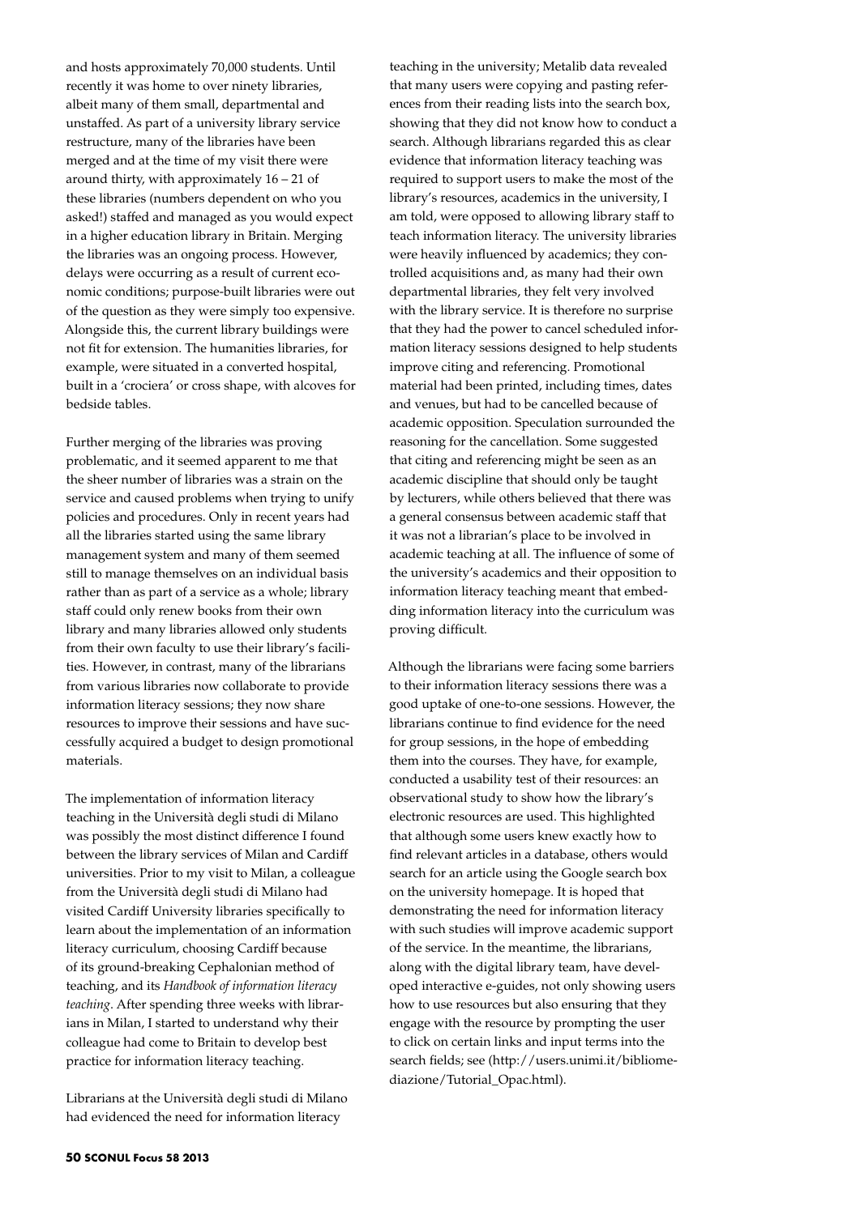and hosts approximately 70,000 students. Until recently it was home to over ninety libraries, albeit many of them small, departmental and unstaffed. As part of a university library service restructure, many of the libraries have been merged and at the time of my visit there were around thirty, with approximately 16 – 21 of these libraries (numbers dependent on who you asked!) staffed and managed as you would expect in a higher education library in Britain. Merging the libraries was an ongoing process. However, delays were occurring as a result of current economic conditions; purpose-built libraries were out of the question as they were simply too expensive. Alongside this, the current library buildings were not fit for extension. The humanities libraries, for example, were situated in a converted hospital, built in a 'crociera' or cross shape, with alcoves for bedside tables.

Further merging of the libraries was proving problematic, and it seemed apparent to me that the sheer number of libraries was a strain on the service and caused problems when trying to unify policies and procedures. Only in recent years had all the libraries started using the same library management system and many of them seemed still to manage themselves on an individual basis rather than as part of a service as a whole; library staff could only renew books from their own library and many libraries allowed only students from their own faculty to use their library's facilities. However, in contrast, many of the librarians from various libraries now collaborate to provide information literacy sessions; they now share resources to improve their sessions and have successfully acquired a budget to design promotional materials.

The implementation of information literacy teaching in the Università degli studi di Milano was possibly the most distinct difference I found between the library services of Milan and Cardiff universities. Prior to my visit to Milan, a colleague from the Università degli studi di Milano had visited Cardiff University libraries specifically to learn about the implementation of an information literacy curriculum, choosing Cardiff because of its ground-breaking Cephalonian method of teaching, and its *Handbook of information literacy teaching*. After spending three weeks with librarians in Milan, I started to understand why their colleague had come to Britain to develop best practice for information literacy teaching.

Librarians at the Università degli studi di Milano had evidenced the need for information literacy teaching in the university; Metalib data revealed that many users were copying and pasting references from their reading lists into the search box, showing that they did not know how to conduct a search. Although librarians regarded this as clear evidence that information literacy teaching was required to support users to make the most of the library's resources, academics in the university, I am told, were opposed to allowing library staff to teach information literacy. The university libraries were heavily influenced by academics; they controlled acquisitions and, as many had their own departmental libraries, they felt very involved with the library service. It is therefore no surprise that they had the power to cancel scheduled information literacy sessions designed to help students improve citing and referencing. Promotional material had been printed, including times, dates and venues, but had to be cancelled because of academic opposition. Speculation surrounded the reasoning for the cancellation. Some suggested that citing and referencing might be seen as an academic discipline that should only be taught by lecturers, while others believed that there was a general consensus between academic staff that it was not a librarian's place to be involved in academic teaching at all. The influence of some of the university's academics and their opposition to information literacy teaching meant that embedding information literacy into the curriculum was proving difficult.

Although the librarians were facing some barriers to their information literacy sessions there was a good uptake of one-to-one sessions. However, the librarians continue to find evidence for the need for group sessions, in the hope of embedding them into the courses. They have, for example, conducted a usability test of their resources: an observational study to show how the library's electronic resources are used. This highlighted that although some users knew exactly how to find relevant articles in a database, others would search for an article using the Google search box on the university homepage. It is hoped that demonstrating the need for information literacy with such studies will improve academic support of the service. In the meantime, the librarians, along with the digital library team, have developed interactive e-guides, not only showing users how to use resources but also ensuring that they engage with the resource by prompting the user to click on certain links and input terms into the search fields; see (http://users.unimi.it/bibliomediazione/Tutorial_Opac.html).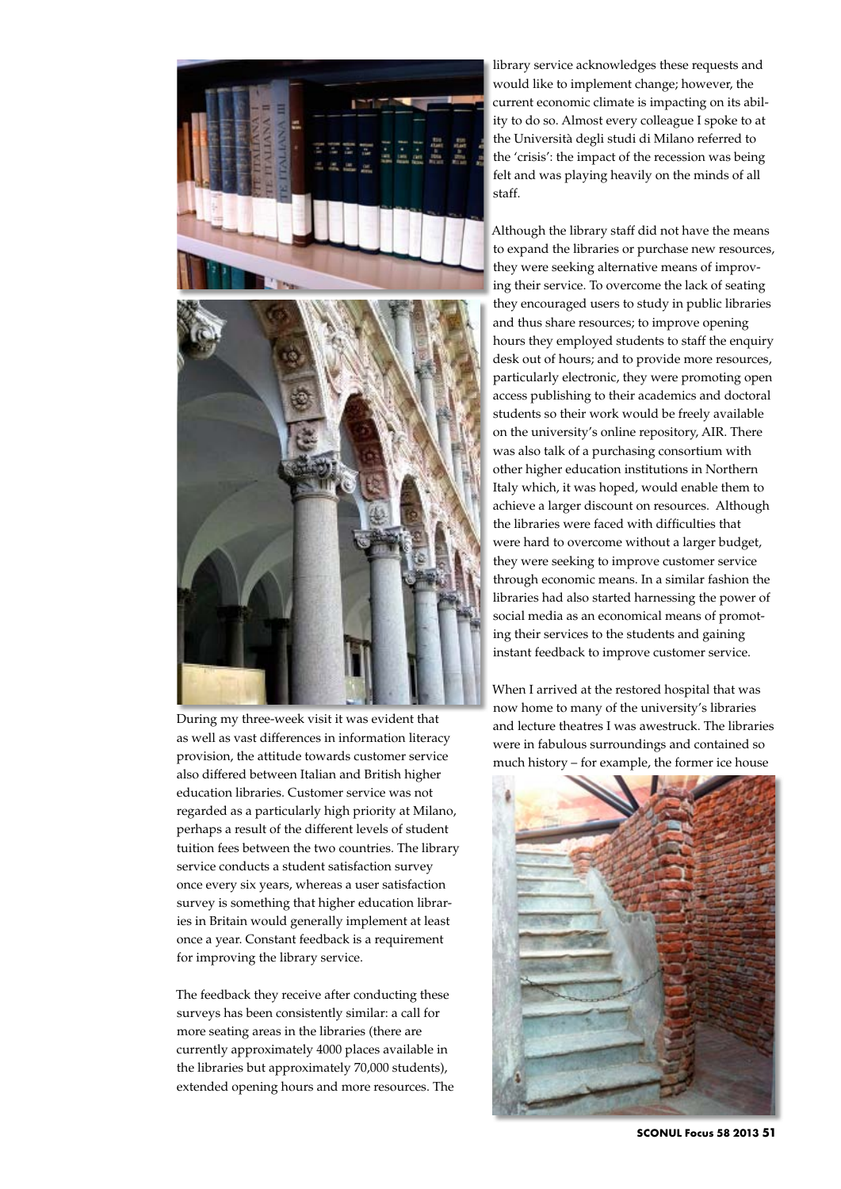During my three-week visit it was evident that as well as vast differences in information literacy provision, the attitude towards customer service also differed between Italian and British higher education libraries. Customer service was not regarded as a particularly high priority at Milano, perhaps a result of the different levels of student tuition fees between the two countries. The library service conducts a student satisfaction survey once every six years, whereas a user satisfaction survey is something that higher education libraries in Britain would generally implement at least once a year. Constant feedback is a requirement for improving the library service.

The feedback they receive after conducting these surveys has been consistently similar: a call for more seating areas in the libraries (there are currently approximately 4000 places available in the libraries but approximately 70,000 students), extended opening hours and more resources. The library service acknowledges these requests and would like to implement change; however, the current economic climate is impacting on its ability to do so. Almost every colleague I spoke to at the Università degli studi di Milano referred to the 'crisis': the impact of the recession was being felt and was playing heavily on the minds of all staff.

Although the library staff did not have the means to expand the libraries or purchase new resources, they were seeking alternative means of improving their service. To overcome the lack of seating they encouraged users to study in public libraries and thus share resources; to improve opening hours they employed students to staff the enquiry desk out of hours; and to provide more resources, particularly electronic, they were promoting open access publishing to their academics and doctoral students so their work would be freely available on the university's online repository, AIR. There was also talk of a purchasing consortium with other higher education institutions in Northern Italy which, it was hoped, would enable them to achieve a larger discount on resources. Although the libraries were faced with difficulties that were hard to overcome without a larger budget, they were seeking to improve customer service through economic means. In a similar fashion the libraries had also started harnessing the power of social media as an economical means of promoting their services to the students and gaining instant feedback to improve customer service.

When I arrived at the restored hospital that was now home to many of the university's libraries and lecture theatres I was awestruck. The libraries were in fabulous surroundings and contained so much history – for example, the former ice house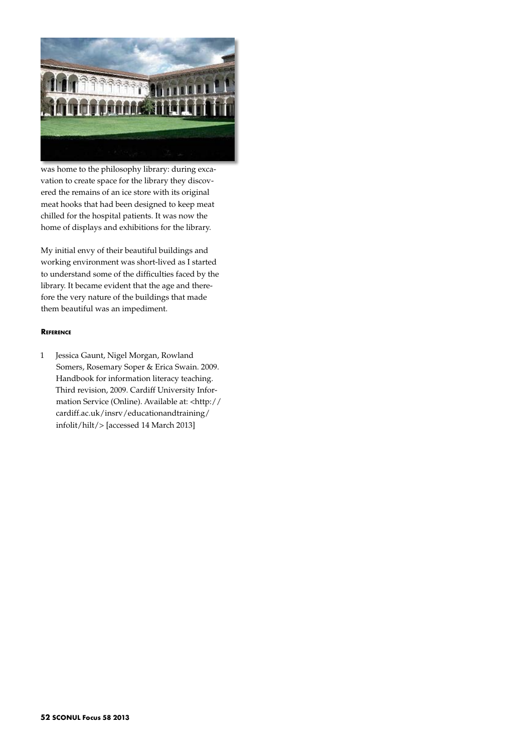was home to the philosophy library: during excavation to create space for the library they discovered the remains of an ice store with its original meat hooks that had been designed to keep meat chilled for the hospital patients. It was now the home of displays and exhibitions for the library.

My initial envy of their beautiful buildings and working environment was short-lived as I started to understand some of the difficulties faced by the library. It became evident that the age and therefore the very nature of the buildings that made them beautiful was an impediment.

### Reference

1 Jessica Gaunt, Nigel Morgan, Rowland Somers, Rosemary Soper & Erica Swain. 2009. Handbook for information literacy teaching. Third revision, 2009. Cardiff University Information Service (Online). Available at: <http://cardiff.ac.uk/insrv/educationandtraining/infolit/hilt/> [accessed 14 March 2013]